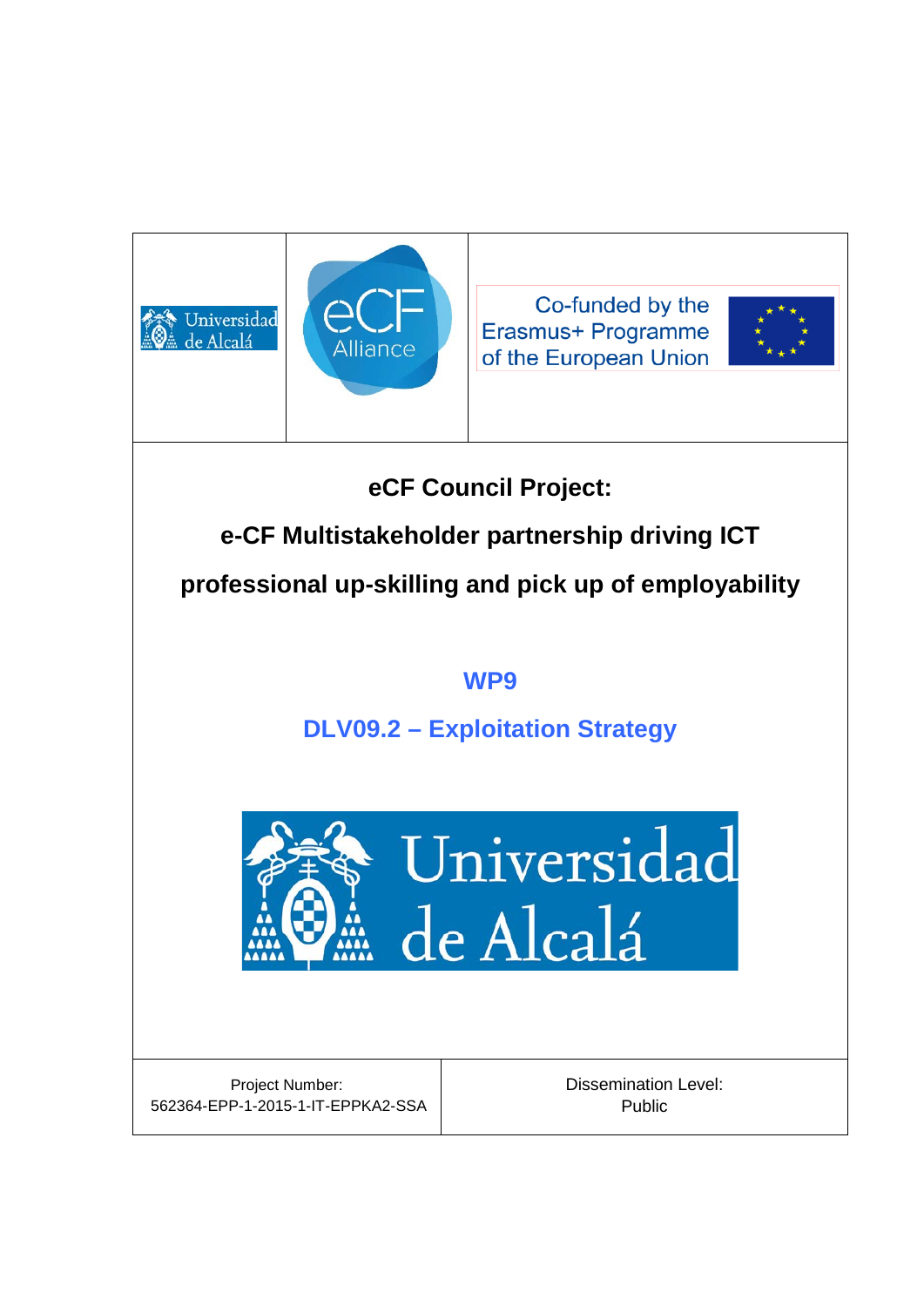Universidad de Alcalá

eCF Alliance

Co-funded by the Erasmus+ Programme of the European Union

# eCF Council Project:

# e-CF Multistakeholder partnership driving ICT professional up-skilling and pick up of employability

## WP9

## DLV09.2 – Exploitation Strategy

Universidad de Alcalá

| Project Number: 562364-EPP-1-2015-1-IT-EPPKA2-SSA | Dissemination Level: Public |
|---|---|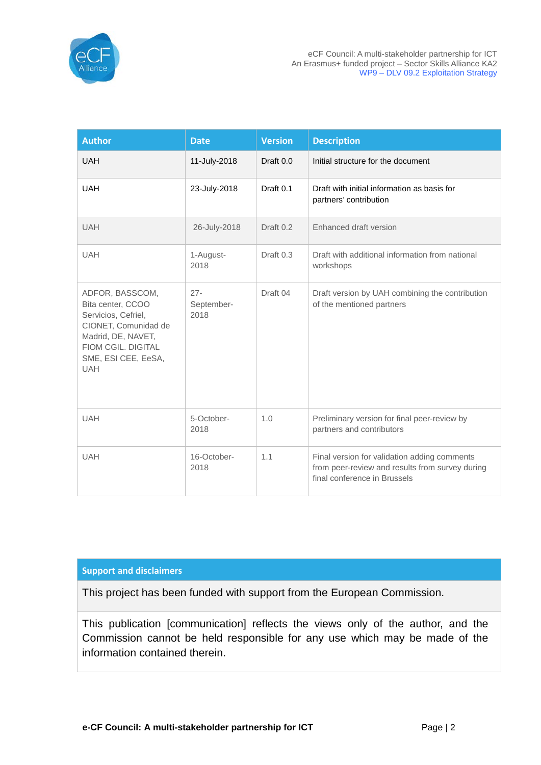| Author | Date | Version | Description |
|---|---|---|---|
| UAH | 11-July-2018 | Draft 0.0 | Initial structure for the document |
| UAH | 23-July-2018 | Draft 0.1 | Draft with initial information as basis for partners' contribution |
| UAH | 26-July-2018 | Draft 0.2 | Enhanced draft version |
| UAH | 1-August-2018 | Draft 0.3 | Draft with additional information from national workshops |
| ADFOR, BASSCOM, Bita center, CCOO Servicios, Cefriel, CIONET, Comunidad de Madrid, DE, NAVET, FIOM CGIL. DIGITAL SME, ESI CEE, EeSA, UAH | 27-September-2018 | Draft 04 | Draft version by UAH combining the contribution of the mentioned partners |
| UAH | 5-October-2018 | 1.0 | Preliminary version for final peer-review by partners and contributors |
| UAH | 16-October-2018 | 1.1 | Final version for validation adding comments from peer-review and results from survey during final conference in Brussels |

| Support and disclaimers |
|---|
| This project has been funded with support from the European Commission. |
| This publication [communication] reflects the views only of the author, and the Commission cannot be held responsible for any use which may be made of the information contained therein. |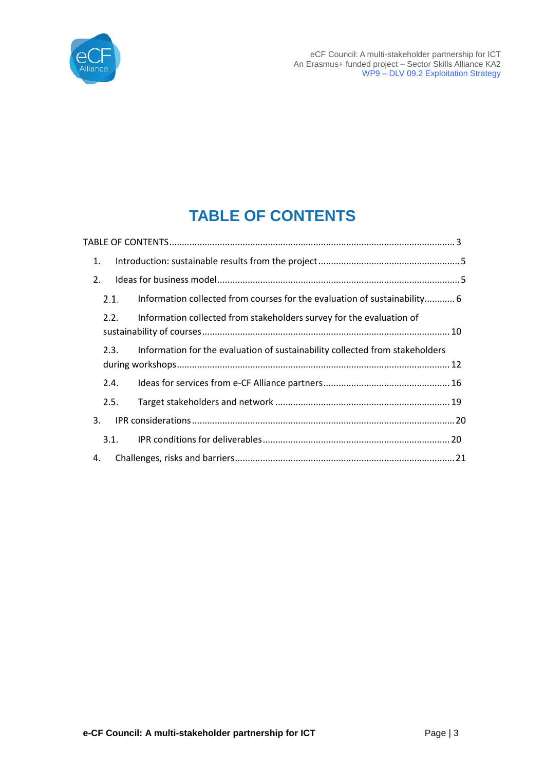# TABLE OF CONTENTS

TABLE OF CONTENTS ............................................................................................................. 3

1. Introduction: sustainable results from the project ........................................................ 5
2. Ideas for business model ............................................................................................... 5
   - 2.1. Information collected from courses for the evaluation of sustainability ............ 6
   - 2.2. Information collected from stakeholders survey for the evaluation of sustainability of courses ................................................................................................. 10
   - 2.3. Information for the evaluation of sustainability collected from stakeholders during workshops ............................................................................................................ 12
   - 2.4. Ideas for services from e-CF Alliance partners .................................................. 16
   - 2.5. Target stakeholders and network ..................................................................... 19
3. IPR considerations ......................................................................................................... 20
   - 3.1. IPR conditions for deliverables ......................................................................... 20
4. Challenges, risks and barriers ....................................................................................... 21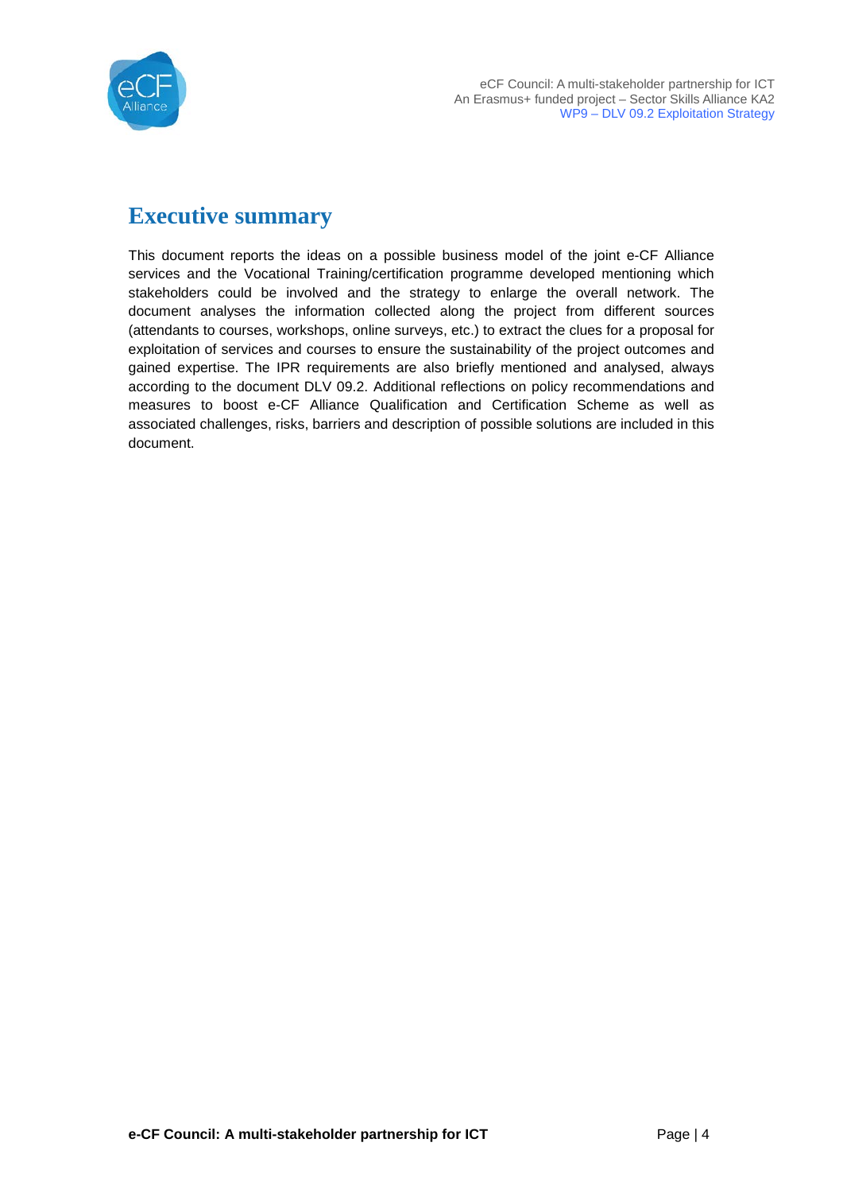# Executive summary

This document reports the ideas on a possible business model of the joint e-CF Alliance services and the Vocational Training/certification programme developed mentioning which stakeholders could be involved and the strategy to enlarge the overall network. The document analyses the information collected along the project from different sources (attendants to courses, workshops, online surveys, etc.) to extract the clues for a proposal for exploitation of services and courses to ensure the sustainability of the project outcomes and gained expertise. The IPR requirements are also briefly mentioned and analysed, always according to the document DLV 09.2. Additional reflections on policy recommendations and measures to boost e-CF Alliance Qualification and Certification Scheme as well as associated challenges, risks, barriers and description of possible solutions are included in this document.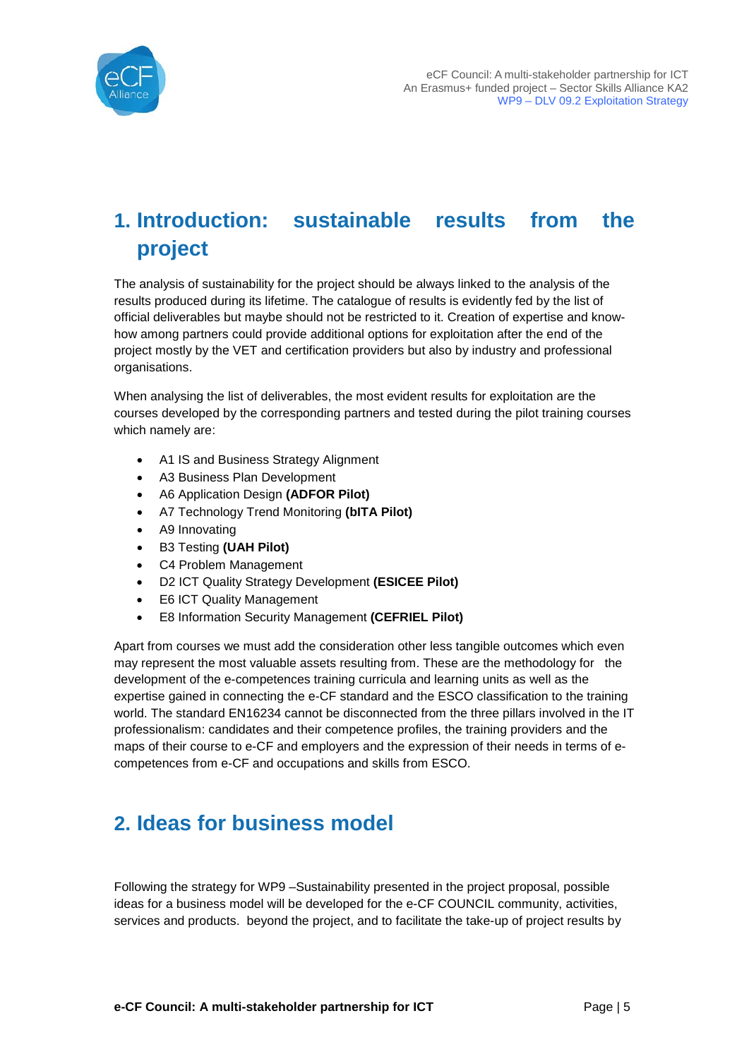# 1. Introduction: sustainable results from the project

The analysis of sustainability for the project should be always linked to the analysis of the results produced during its lifetime. The catalogue of results is evidently fed by the list of official deliverables but maybe should not be restricted to it. Creation of expertise and know-how among partners could provide additional options for exploitation after the end of the project mostly by the VET and certification providers but also by industry and professional organisations.

When analysing the list of deliverables, the most evident results for exploitation are the courses developed by the corresponding partners and tested during the pilot training courses which namely are:

- A1 IS and Business Strategy Alignment
- A3 Business Plan Development
- A6 Application Design **(ADFOR Pilot)**
- A7 Technology Trend Monitoring **(bITA Pilot)**
- A9 Innovating
- B3 Testing **(UAH Pilot)**
- C4 Problem Management
- D2 ICT Quality Strategy Development **(ESICEE Pilot)**
- E6 ICT Quality Management
- E8 Information Security Management **(CEFRIEL Pilot)**

Apart from courses we must add the consideration other less tangible outcomes which even may represent the most valuable assets resulting from. These are the methodology for the development of the e-competences training curricula and learning units as well as the expertise gained in connecting the e-CF standard and the ESCO classification to the training world. The standard EN16234 cannot be disconnected from the three pillars involved in the IT professionalism: candidates and their competence profiles, the training providers and the maps of their course to e-CF and employers and the expression of their needs in terms of e-competences from e-CF and occupations and skills from ESCO.

# 2. Ideas for business model

Following the strategy for WP9 –Sustainability presented in the project proposal, possible ideas for a business model will be developed for the e-CF COUNCIL community, activities, services and products. beyond the project, and to facilitate the take-up of project results by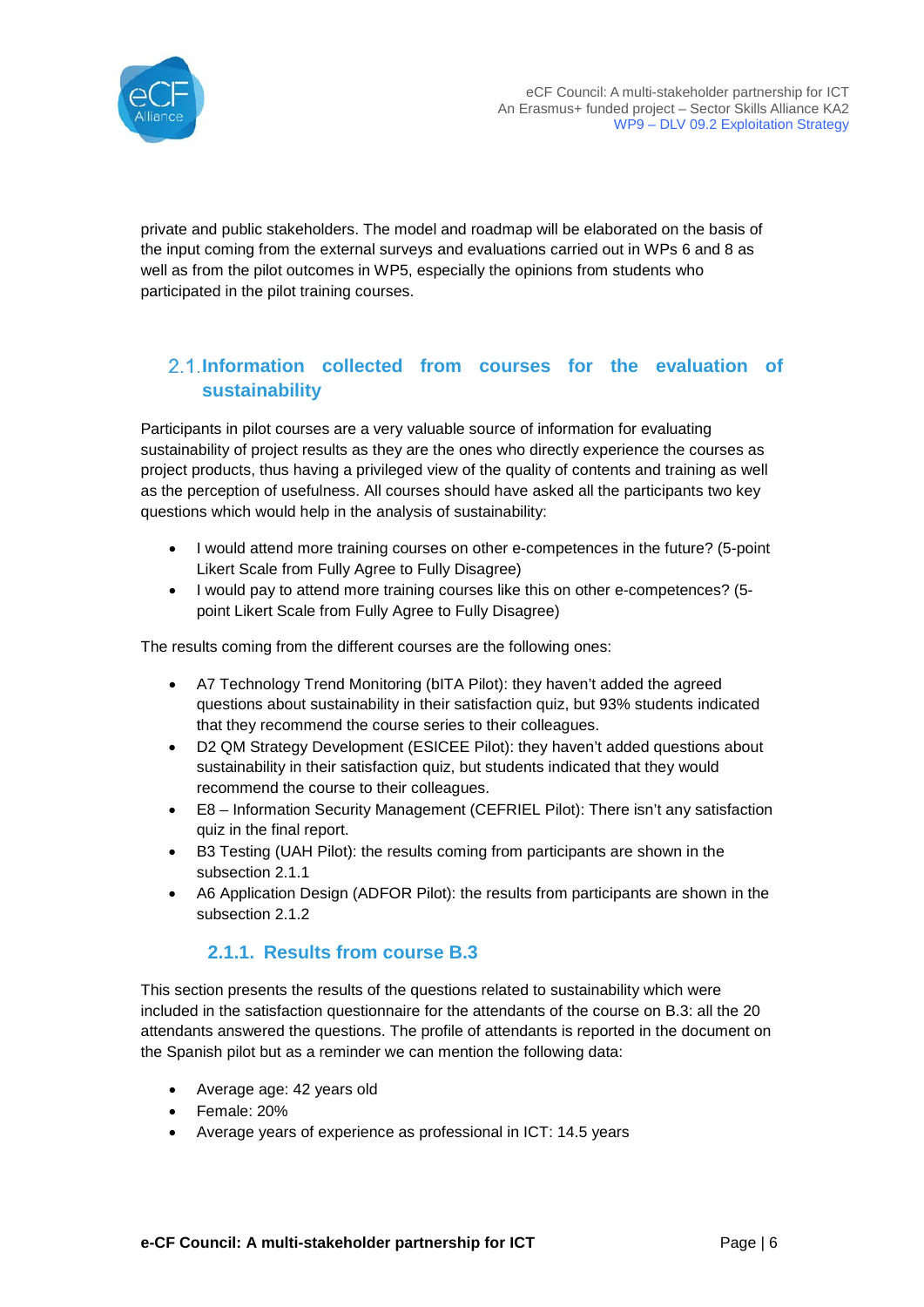private and public stakeholders. The model and roadmap will be elaborated on the basis of the input coming from the external surveys and evaluations carried out in WPs 6 and 8 as well as from the pilot outcomes in WP5, especially the opinions from students who participated in the pilot training courses.

## 2.1. Information collected from courses for the evaluation of sustainability

Participants in pilot courses are a very valuable source of information for evaluating sustainability of project results as they are the ones who directly experience the courses as project products, thus having a privileged view of the quality of contents and training as well as the perception of usefulness. All courses should have asked all the participants two key questions which would help in the analysis of sustainability:

- I would attend more training courses on other e-competences in the future? (5-point Likert Scale from Fully Agree to Fully Disagree)
- I would pay to attend more training courses like this on other e-competences? (5-point Likert Scale from Fully Agree to Fully Disagree)

The results coming from the different courses are the following ones:

- A7 Technology Trend Monitoring (bITA Pilot): they haven't added the agreed questions about sustainability in their satisfaction quiz, but 93% students indicated that they recommend the course series to their colleagues.
- D2 QM Strategy Development (ESICEE Pilot): they haven't added questions about sustainability in their satisfaction quiz, but students indicated that they would recommend the course to their colleagues.
- E8 – Information Security Management (CEFRIEL Pilot): There isn't any satisfaction quiz in the final report.
- B3 Testing (UAH Pilot): the results coming from participants are shown in the subsection 2.1.1
- A6 Application Design (ADFOR Pilot): the results from participants are shown in the subsection 2.1.2

### 2.1.1. Results from course B.3

This section presents the results of the questions related to sustainability which were included in the satisfaction questionnaire for the attendants of the course on B.3: all the 20 attendants answered the questions. The profile of attendants is reported in the document on the Spanish pilot but as a reminder we can mention the following data:

- Average age: 42 years old
- Female: 20%
- Average years of experience as professional in ICT: 14.5 years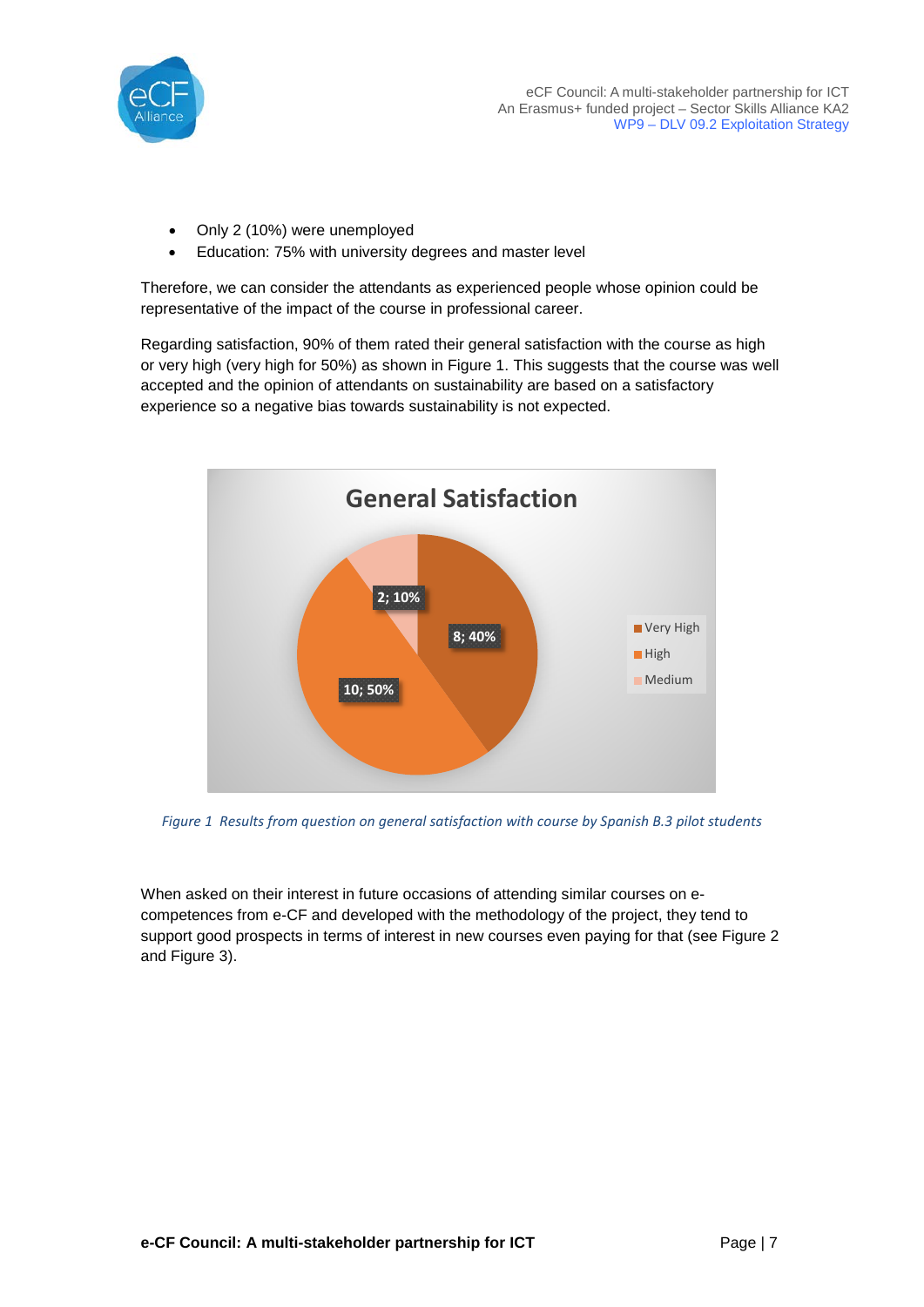- Only 2 (10%) were unemployed
- Education: 75% with university degrees and master level

Therefore, we can consider the attendants as experienced people whose opinion could be representative of the impact of the course in professional career.

Regarding satisfaction, 90% of them rated their general satisfaction with the course as high or very high (very high for 50%) as shown in Figure 1. This suggests that the course was well accepted and the opinion of attendants on sustainability are based on a satisfactory experience so a negative bias towards sustainability is not expected.

*Figure 1 Results from question on general satisfaction with course by Spanish B.3 pilot students*

When asked on their interest in future occasions of attending similar courses on e-competences from e-CF and developed with the methodology of the project, they tend to support good prospects in terms of interest in new courses even paying for that (see Figure 2 and Figure 3).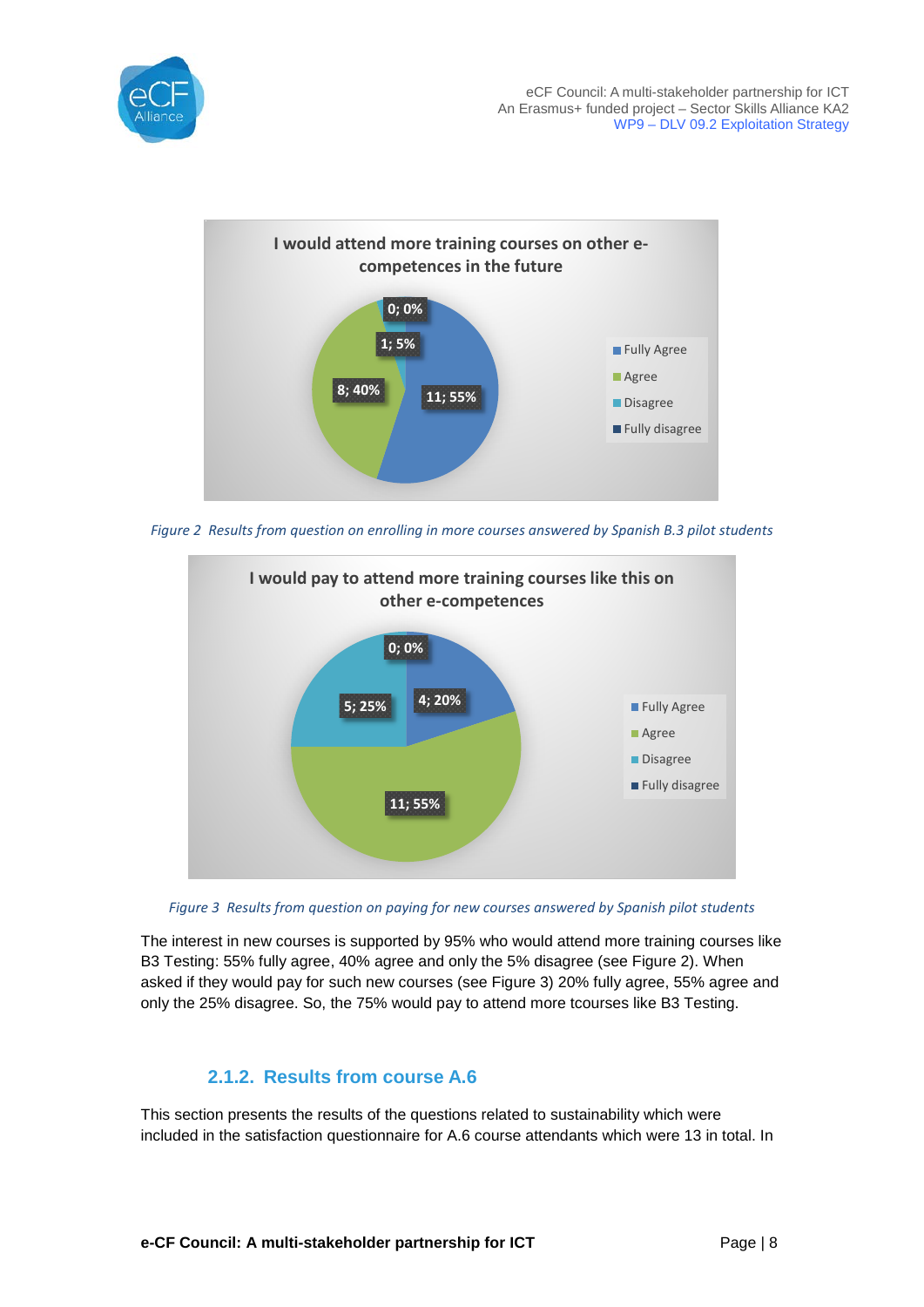Figure 2  Results from question on enrolling in more courses answered by Spanish B.3 pilot students

Figure 3  Results from question on paying for new courses answered by Spanish pilot students

The interest in new courses is supported by 95% who would attend more training courses like B3 Testing: 55% fully agree, 40% agree and only the 5% disagree (see Figure 2). When asked if they would pay for such new courses (see Figure 3) 20% fully agree, 55% agree and only the 25% disagree. So, the 75% would pay to attend more tcourses like B3 Testing.

### 2.1.2. Results from course A.6

This section presents the results of the questions related to sustainability which were included in the satisfaction questionnaire for A.6 course attendants which were 13 in total. In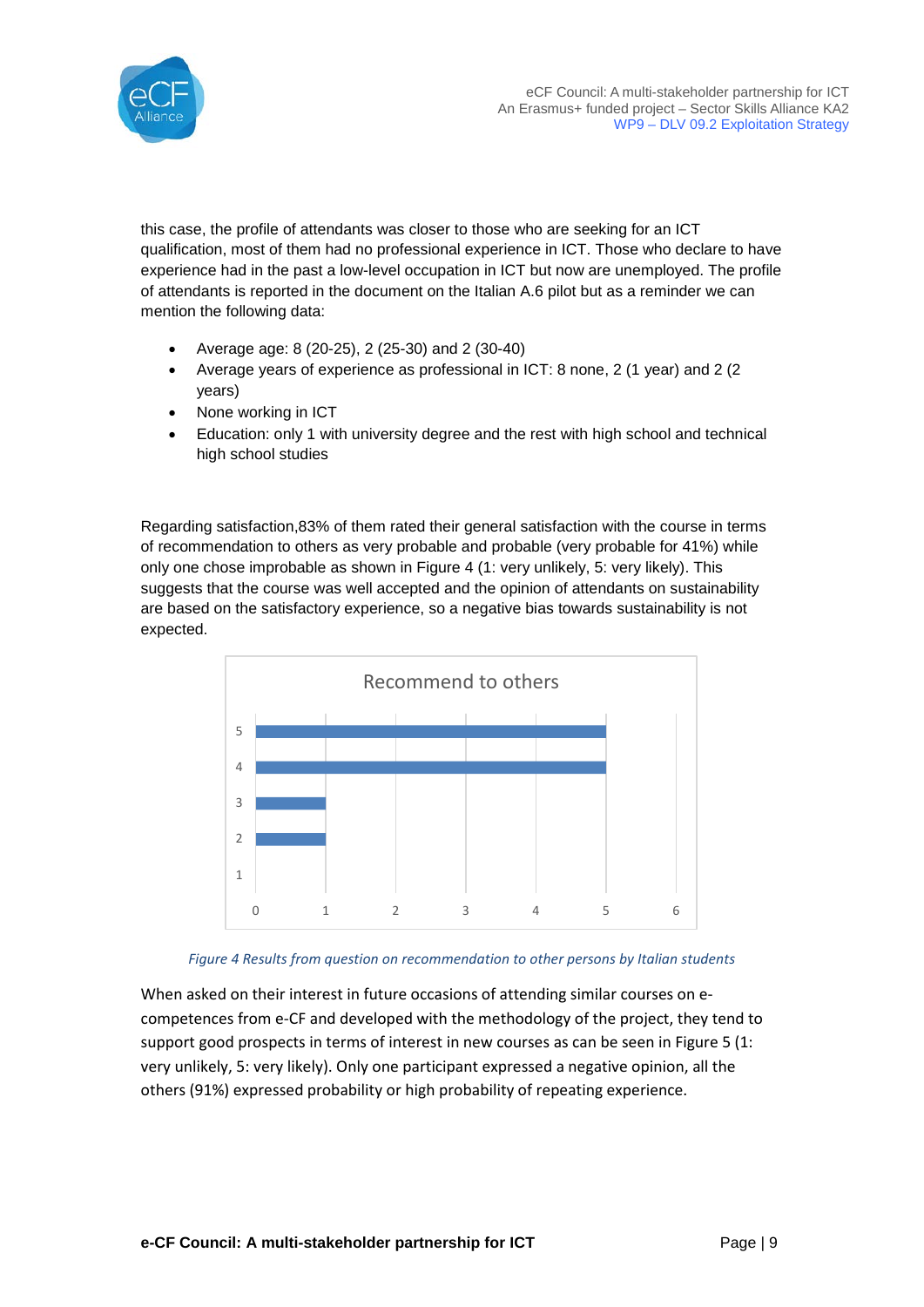this case, the profile of attendants was closer to those who are seeking for an ICT qualification, most of them had no professional experience in ICT. Those who declare to have experience had in the past a low-level occupation in ICT but now are unemployed. The profile of attendants is reported in the document on the Italian A.6 pilot but as a reminder we can mention the following data:

- Average age: 8 (20-25), 2 (25-30) and 2 (30-40)
- Average years of experience as professional in ICT: 8 none, 2 (1 year) and 2 (2 years)
- None working in ICT
- Education: only 1 with university degree and the rest with high school and technical high school studies

Regarding satisfaction,83% of them rated their general satisfaction with the course in terms of recommendation to others as very probable and probable (very probable for 41%) while only one chose improbable as shown in Figure 4 (1: very unlikely, 5: very likely). This suggests that the course was well accepted and the opinion of attendants on sustainability are based on the satisfactory experience, so a negative bias towards sustainability is not expected.

*Figure 4 Results from question on recommendation to other persons by Italian students*

When asked on their interest in future occasions of attending similar courses on e-competences from e-CF and developed with the methodology of the project, they tend to support good prospects in terms of interest in new courses as can be seen in Figure 5 (1: very unlikely, 5: very likely). Only one participant expressed a negative opinion, all the others (91%) expressed probability or high probability of repeating experience.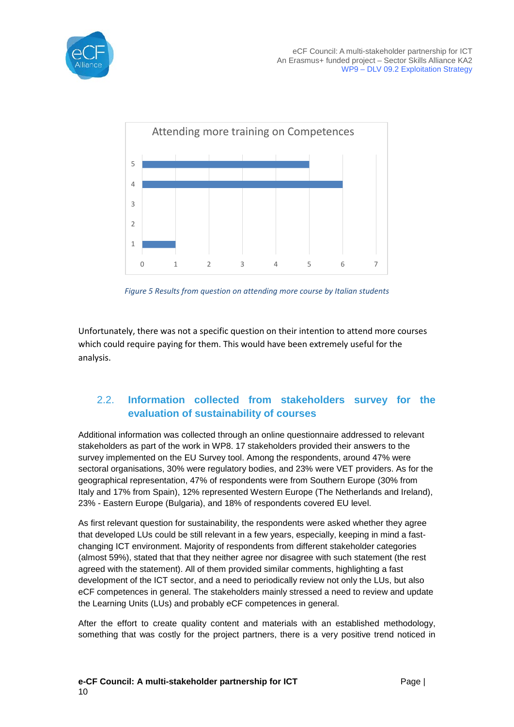**Attending more training on Competences**

| Rating | Count |
|---|---|
| 5 | 5 |
| 4 | 6 |
| 3 | 0 |
| 2 | 0 |
| 1 | 1 |

*Figure 5 Results from question on attending more course by Italian students*

Unfortunately, there was not a specific question on their intention to attend more courses which could require paying for them. This would have been extremely useful for the analysis.

## 2.2. Information collected from stakeholders survey for the evaluation of sustainability of courses

Additional information was collected through an online questionnaire addressed to relevant stakeholders as part of the work in WP8. 17 stakeholders provided their answers to the survey implemented on the EU Survey tool. Among the respondents, around 47% were sectoral organisations, 30% were regulatory bodies, and 23% were VET providers. As for the geographical representation, 47% of respondents were from Southern Europe (30% from Italy and 17% from Spain), 12% represented Western Europe (The Netherlands and Ireland), 23% - Eastern Europe (Bulgaria), and 18% of respondents covered EU level.

As first relevant question for sustainability, the respondents were asked whether they agree that developed LUs could be still relevant in a few years, especially, keeping in mind a fast-changing ICT environment. Majority of respondents from different stakeholder categories (almost 59%), stated that that they neither agree nor disagree with such statement (the rest agreed with the statement). All of them provided similar comments, highlighting a fast development of the ICT sector, and a need to periodically review not only the LUs, but also eCF competences in general. The stakeholders mainly stressed a need to review and update the Learning Units (LUs) and probably eCF competences in general.

After the effort to create quality content and materials with an established methodology, something that was costly for the project partners, there is a very positive trend noticed in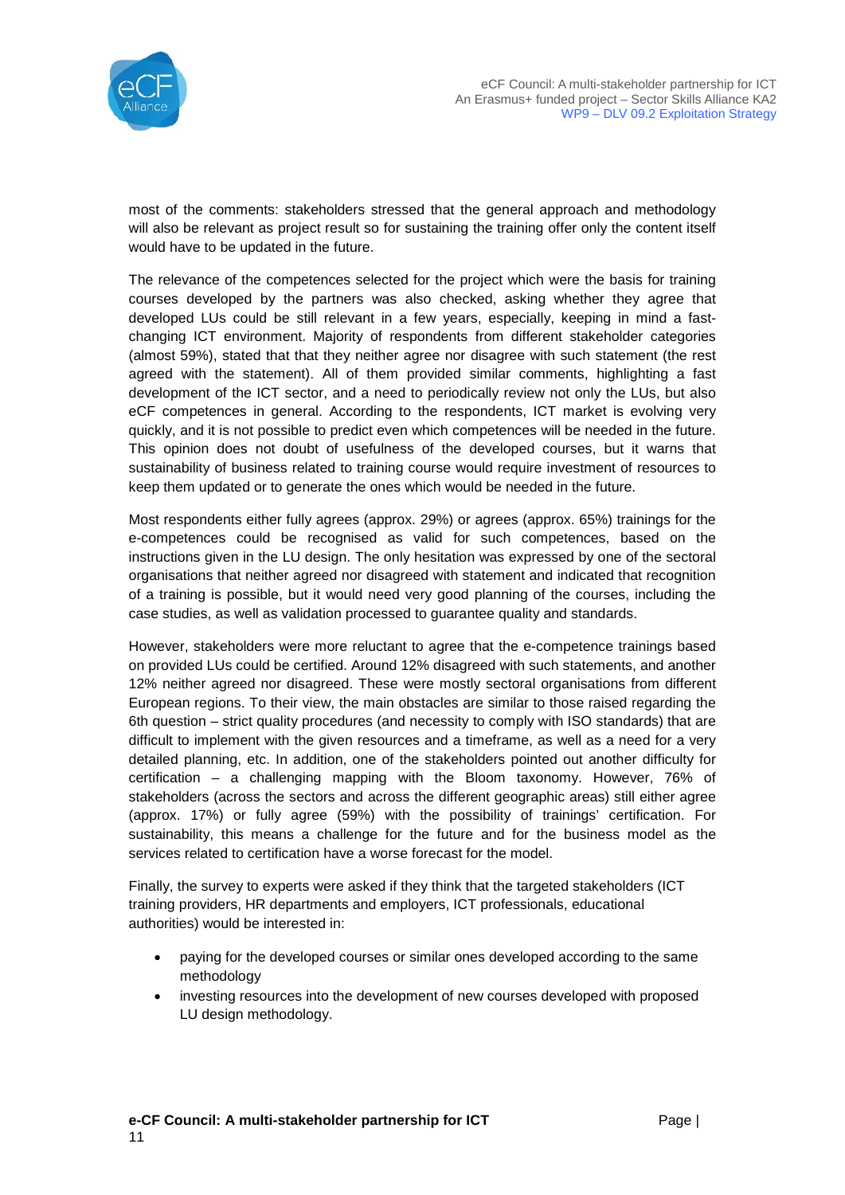most of the comments: stakeholders stressed that the general approach and methodology will also be relevant as project result so for sustaining the training offer only the content itself would have to be updated in the future.

The relevance of the competences selected for the project which were the basis for training courses developed by the partners was also checked, asking whether they agree that developed LUs could be still relevant in a few years, especially, keeping in mind a fast-changing ICT environment. Majority of respondents from different stakeholder categories (almost 59%), stated that that they neither agree nor disagree with such statement (the rest agreed with the statement). All of them provided similar comments, highlighting a fast development of the ICT sector, and a need to periodically review not only the LUs, but also eCF competences in general. According to the respondents, ICT market is evolving very quickly, and it is not possible to predict even which competences will be needed in the future. This opinion does not doubt of usefulness of the developed courses, but it warns that sustainability of business related to training course would require investment of resources to keep them updated or to generate the ones which would be needed in the future.

Most respondents either fully agrees (approx. 29%) or agrees (approx. 65%) trainings for the e-competences could be recognised as valid for such competences, based on the instructions given in the LU design. The only hesitation was expressed by one of the sectoral organisations that neither agreed nor disagreed with statement and indicated that recognition of a training is possible, but it would need very good planning of the courses, including the case studies, as well as validation processed to guarantee quality and standards.

However, stakeholders were more reluctant to agree that the e-competence trainings based on provided LUs could be certified. Around 12% disagreed with such statements, and another 12% neither agreed nor disagreed. These were mostly sectoral organisations from different European regions. To their view, the main obstacles are similar to those raised regarding the 6th question – strict quality procedures (and necessity to comply with ISO standards) that are difficult to implement with the given resources and a timeframe, as well as a need for a very detailed planning, etc. In addition, one of the stakeholders pointed out another difficulty for certification – a challenging mapping with the Bloom taxonomy. However, 76% of stakeholders (across the sectors and across the different geographic areas) still either agree (approx. 17%) or fully agree (59%) with the possibility of trainings' certification. For sustainability, this means a challenge for the future and for the business model as the services related to certification have a worse forecast for the model.

Finally, the survey to experts were asked if they think that the targeted stakeholders (ICT training providers, HR departments and employers, ICT professionals, educational authorities) would be interested in:

- paying for the developed courses or similar ones developed according to the same methodology
- investing resources into the development of new courses developed with proposed LU design methodology.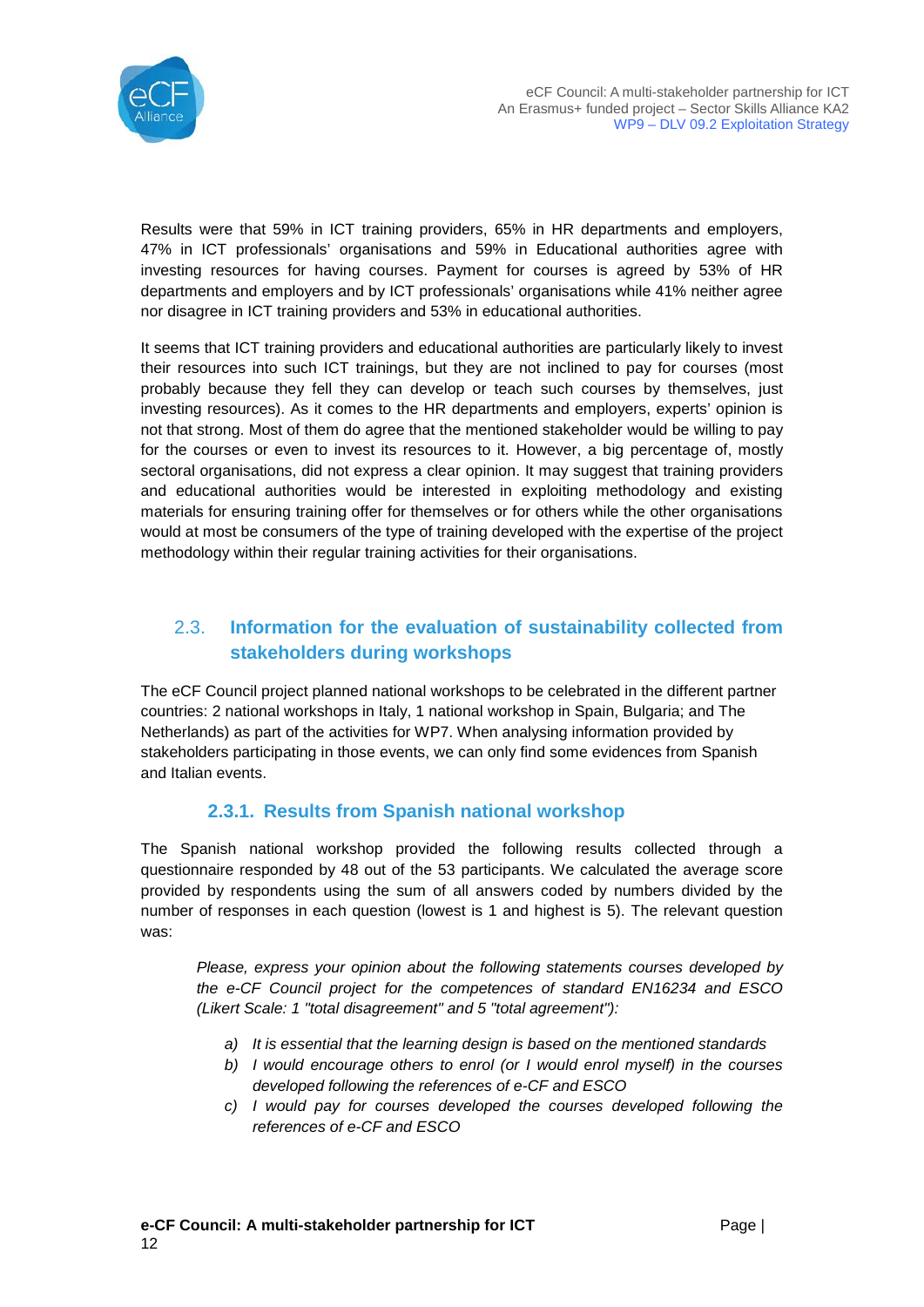Results were that 59% in ICT training providers, 65% in HR departments and employers, 47% in ICT professionals' organisations and 59% in Educational authorities agree with investing resources for having courses. Payment for courses is agreed by 53% of HR departments and employers and by ICT professionals' organisations while 41% neither agree nor disagree in ICT training providers and 53% in educational authorities.

It seems that ICT training providers and educational authorities are particularly likely to invest their resources into such ICT trainings, but they are not inclined to pay for courses (most probably because they fell they can develop or teach such courses by themselves, just investing resources). As it comes to the HR departments and employers, experts' opinion is not that strong. Most of them do agree that the mentioned stakeholder would be willing to pay for the courses or even to invest its resources to it. However, a big percentage of, mostly sectoral organisations, did not express a clear opinion. It may suggest that training providers and educational authorities would be interested in exploiting methodology and existing materials for ensuring training offer for themselves or for others while the other organisations would at most be consumers of the type of training developed with the expertise of the project methodology within their regular training activities for their organisations.

## 2.3. Information for the evaluation of sustainability collected from stakeholders during workshops

The eCF Council project planned national workshops to be celebrated in the different partner countries: 2 national workshops in Italy, 1 national workshop in Spain, Bulgaria; and The Netherlands) as part of the activities for WP7. When analysing information provided by stakeholders participating in those events, we can only find some evidences from Spanish and Italian events.

### 2.3.1. Results from Spanish national workshop

The Spanish national workshop provided the following results collected through a questionnaire responded by 48 out of the 53 participants. We calculated the average score provided by respondents using the sum of all answers coded by numbers divided by the number of responses in each question (lowest is 1 and highest is 5). The relevant question was:

*Please, express your opinion about the following statements courses developed by the e-CF Council project for the competences of standard EN16234 and ESCO (Likert Scale: 1 "total disagreement" and 5 "total agreement"):*

*a) It is essential that the learning design is based on the mentioned standards*

*b) I would encourage others to enrol (or I would enrol myself) in the courses developed following the references of e-CF and ESCO*

*c) I would pay for courses developed the courses developed following the references of e-CF and ESCO*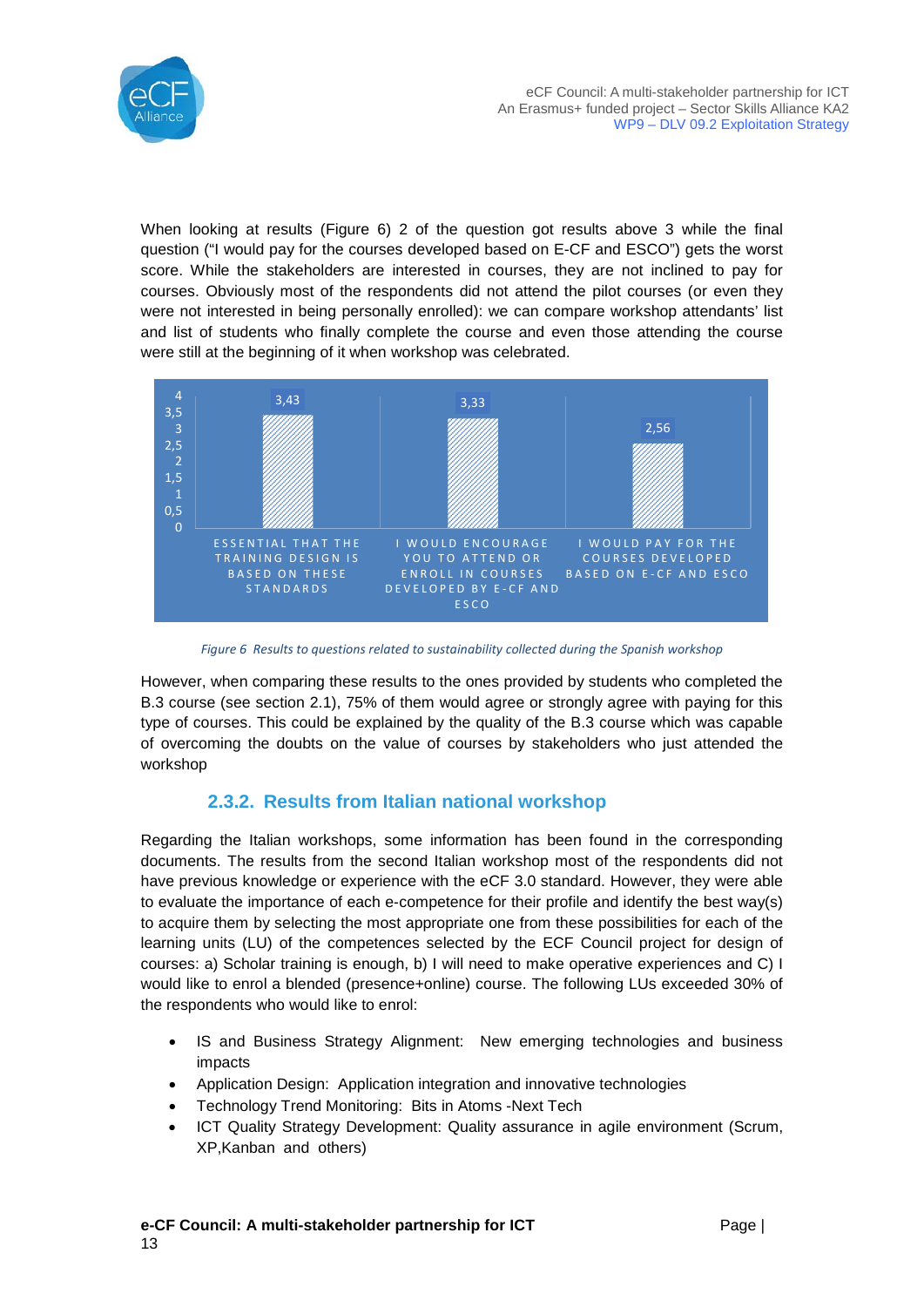When looking at results (Figure 6) 2 of the question got results above 3 while the final question ("I would pay for the courses developed based on E-CF and ESCO") gets the worst score. While the stakeholders are interested in courses, they are not inclined to pay for courses. Obviously most of the respondents did not attend the pilot courses (or even they were not interested in being personally enrolled): we can compare workshop attendants' list and list of students who finally complete the course and even those attending the course were still at the beginning of it when workshop was celebrated.

| Question | Score |
|---|---|
| Essential that the training design is based on these standards | 3,43 |
| I would encourage you to attend or enroll in courses developed by E-CF and ESCO | 3,33 |
| I would pay for the courses developed based on E-CF and ESCO | 2,56 |

*Figure 6 Results to questions related to sustainability collected during the Spanish workshop*

However, when comparing these results to the ones provided by students who completed the B.3 course (see section 2.1), 75% of them would agree or strongly agree with paying for this type of courses. This could be explained by the quality of the B.3 course which was capable of overcoming the doubts on the value of courses by stakeholders who just attended the workshop

### 2.3.2. Results from Italian national workshop

Regarding the Italian workshops, some information has been found in the corresponding documents. The results from the second Italian workshop most of the respondents did not have previous knowledge or experience with the eCF 3.0 standard. However, they were able to evaluate the importance of each e-competence for their profile and identify the best way(s) to acquire them by selecting the most appropriate one from these possibilities for each of the learning units (LU) of the competences selected by the ECF Council project for design of courses: a) Scholar training is enough, b) I will need to make operative experiences and C) I would like to enrol a blended (presence+online) course. The following LUs exceeded 30% of the respondents who would like to enrol:

- IS and Business Strategy Alignment: New emerging technologies and business impacts
- Application Design: Application integration and innovative technologies
- Technology Trend Monitoring: Bits in Atoms -Next Tech
- ICT Quality Strategy Development: Quality assurance in agile environment (Scrum, XP,Kanban and others)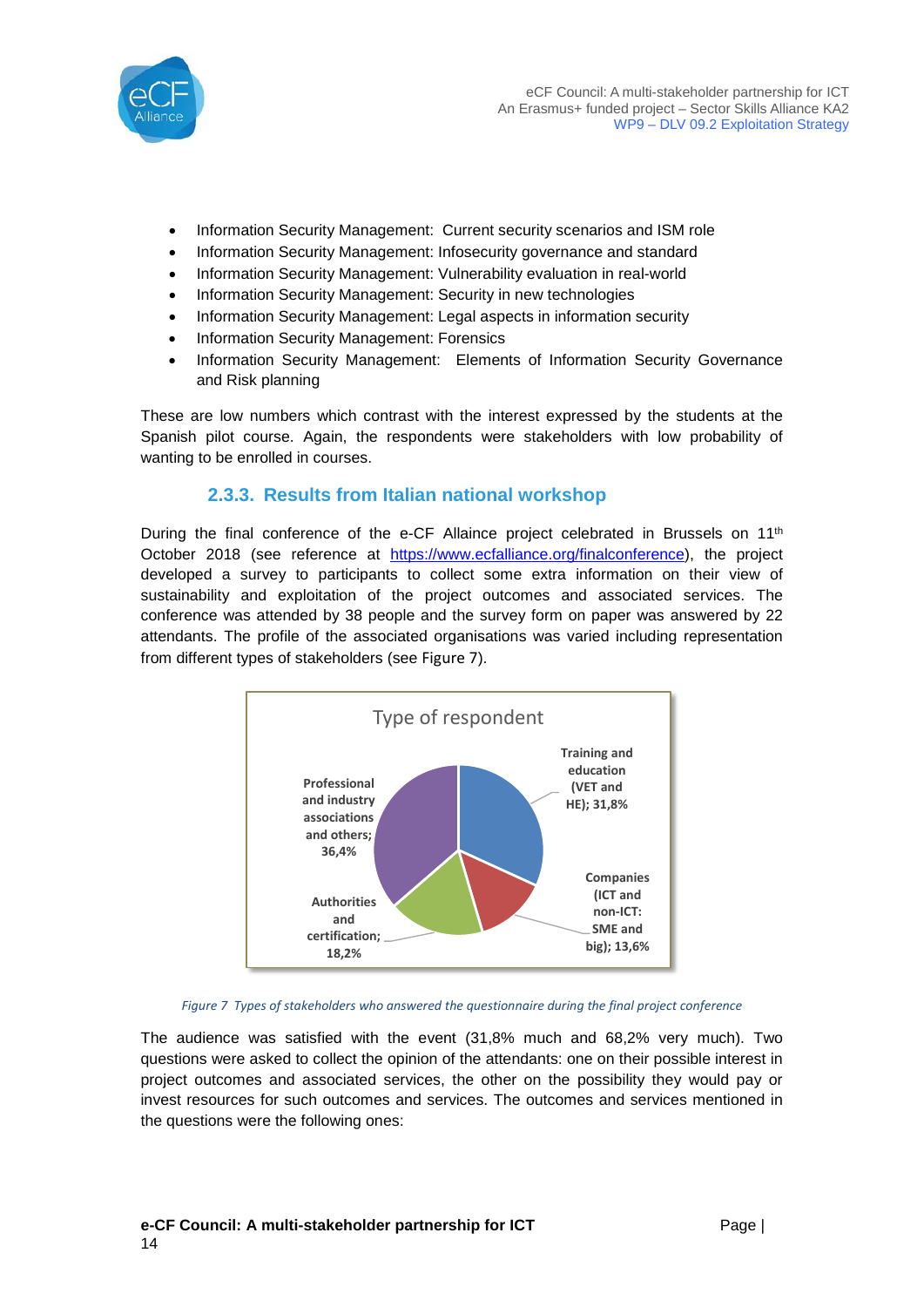- Information Security Management: Current security scenarios and ISM role
- Information Security Management: Infosecurity governance and standard
- Information Security Management: Vulnerability evaluation in real-world
- Information Security Management: Security in new technologies
- Information Security Management: Legal aspects in information security
- Information Security Management: Forensics
- Information Security Management: Elements of Information Security Governance and Risk planning

These are low numbers which contrast with the interest expressed by the students at the Spanish pilot course. Again, the respondents were stakeholders with low probability of wanting to be enrolled in courses.

### 2.3.3. Results from Italian national workshop

During the final conference of the e-CF Allaince project celebrated in Brussels on 11th October 2018 (see reference at https://www.ecfalliance.org/finalconference), the project developed a survey to participants to collect some extra information on their view of sustainability and exploitation of the project outcomes and associated services. The conference was attended by 38 people and the survey form on paper was answered by 22 attendants. The profile of the associated organisations was varied including representation from different types of stakeholders (see Figure 7).

Type of respondent

- Training and education (VET and HE); 31,8%
- Companies (ICT and non-ICT: SME and big); 13,6%
- Authorities and certification; 18,2%
- Professional and industry associations and others; 36,4%

*Figure 7 Types of stakeholders who answered the questionnaire during the final project conference*

The audience was satisfied with the event (31,8% much and 68,2% very much). Two questions were asked to collect the opinion of the attendants: one on their possible interest in project outcomes and associated services, the other on the possibility they would pay or invest resources for such outcomes and services. The outcomes and services mentioned in the questions were the following ones: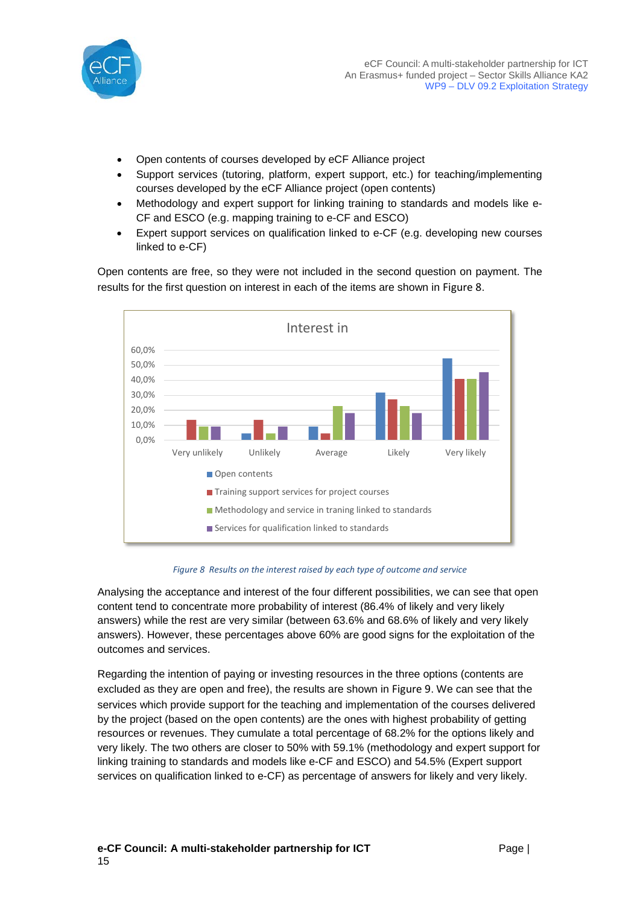- Open contents of courses developed by eCF Alliance project
- Support services (tutoring, platform, expert support, etc.) for teaching/implementing courses developed by the eCF Alliance project (open contents)
- Methodology and expert support for linking training to standards and models like e-CF and ESCO (e.g. mapping training to e-CF and ESCO)
- Expert support services on qualification linked to e-CF (e.g. developing new courses linked to e-CF)

Open contents are free, so they were not included in the second question on payment. The results for the first question on interest in each of the items are shown in Figure 8.

*Figure 8 Results on the interest raised by each type of outcome and service*

Analysing the acceptance and interest of the four different possibilities, we can see that open content tend to concentrate more probability of interest (86.4% of likely and very likely answers) while the rest are very similar (between 63.6% and 68.6% of likely and very likely answers). However, these percentages above 60% are good signs for the exploitation of the outcomes and services.

Regarding the intention of paying or investing resources in the three options (contents are excluded as they are open and free), the results are shown in Figure 9. We can see that the services which provide support for the teaching and implementation of the courses delivered by the project (based on the open contents) are the ones with highest probability of getting resources or revenues. They cumulate a total percentage of 68.2% for the options likely and very likely. The two others are closer to 50% with 59.1% (methodology and expert support for linking training to standards and models like e-CF and ESCO) and 54.5% (Expert support services on qualification linked to e-CF) as percentage of answers for likely and very likely.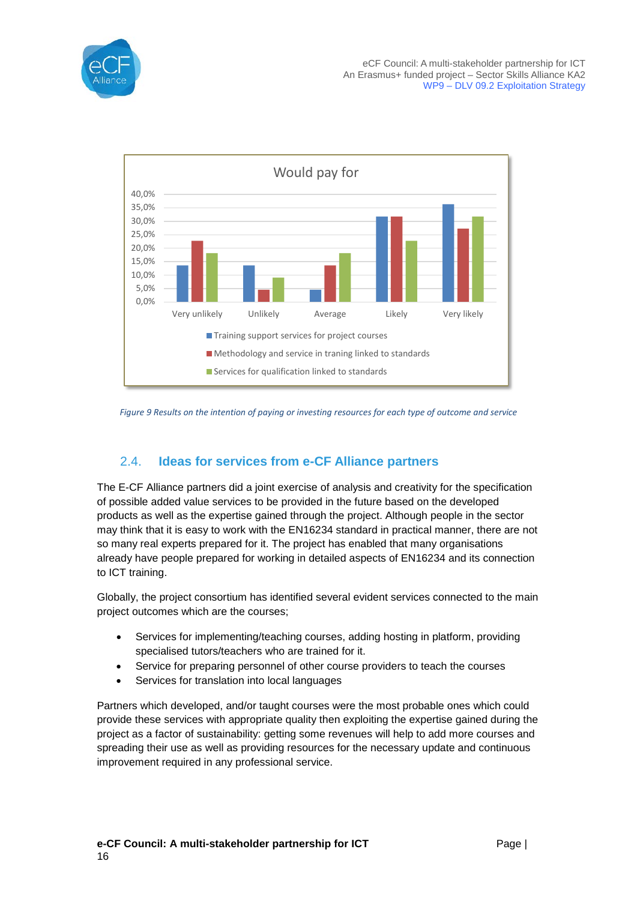Figure 9 Results on the intention of paying or investing resources for each type of outcome and service

## 2.4. Ideas for services from e-CF Alliance partners

The E-CF Alliance partners did a joint exercise of analysis and creativity for the specification of possible added value services to be provided in the future based on the developed products as well as the expertise gained through the project. Although people in the sector may think that it is easy to work with the EN16234 standard in practical manner, there are not so many real experts prepared for it. The project has enabled that many organisations already have people prepared for working in detailed aspects of EN16234 and its connection to ICT training.

Globally, the project consortium has identified several evident services connected to the main project outcomes which are the courses;

- Services for implementing/teaching courses, adding hosting in platform, providing specialised tutors/teachers who are trained for it.
- Service for preparing personnel of other course providers to teach the courses
- Services for translation into local languages

Partners which developed, and/or taught courses were the most probable ones which could provide these services with appropriate quality then exploiting the expertise gained during the project as a factor of sustainability: getting some revenues will help to add more courses and spreading their use as well as providing resources for the necessary update and continuous improvement required in any professional service.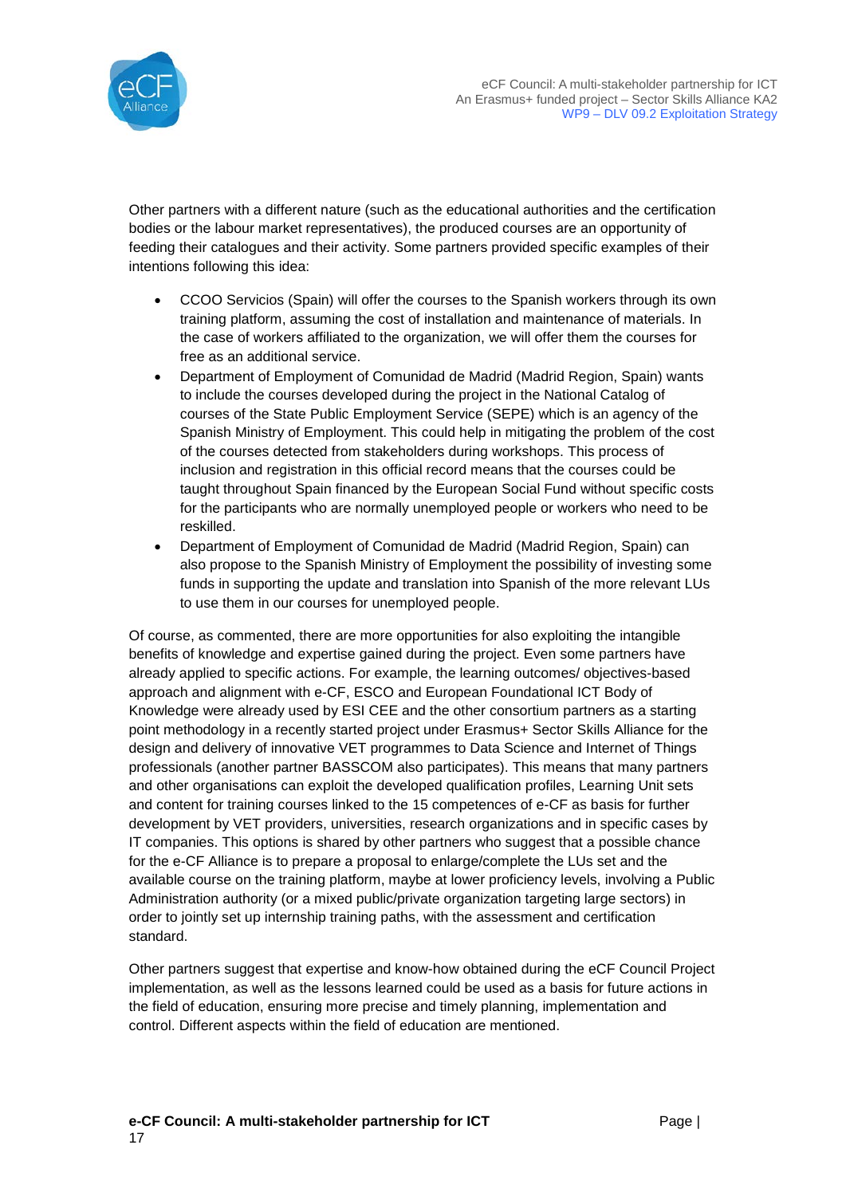Other partners with a different nature (such as the educational authorities and the certification bodies or the labour market representatives), the produced courses are an opportunity of feeding their catalogues and their activity. Some partners provided specific examples of their intentions following this idea:

- CCOO Servicios (Spain) will offer the courses to the Spanish workers through its own training platform, assuming the cost of installation and maintenance of materials. In the case of workers affiliated to the organization, we will offer them the courses for free as an additional service.
- Department of Employment of Comunidad de Madrid (Madrid Region, Spain) wants to include the courses developed during the project in the National Catalog of courses of the State Public Employment Service (SEPE) which is an agency of the Spanish Ministry of Employment. This could help in mitigating the problem of the cost of the courses detected from stakeholders during workshops. This process of inclusion and registration in this official record means that the courses could be taught throughout Spain financed by the European Social Fund without specific costs for the participants who are normally unemployed people or workers who need to be reskilled.
- Department of Employment of Comunidad de Madrid (Madrid Region, Spain) can also propose to the Spanish Ministry of Employment the possibility of investing some funds in supporting the update and translation into Spanish of the more relevant LUs to use them in our courses for unemployed people.

Of course, as commented, there are more opportunities for also exploiting the intangible benefits of knowledge and expertise gained during the project. Even some partners have already applied to specific actions. For example, the learning outcomes/ objectives-based approach and alignment with e-CF, ESCO and European Foundational ICT Body of Knowledge were already used by ESI CEE and the other consortium partners as a starting point methodology in a recently started project under Erasmus+ Sector Skills Alliance for the design and delivery of innovative VET programmes to Data Science and Internet of Things professionals (another partner BASSCOM also participates). This means that many partners and other organisations can exploit the developed qualification profiles, Learning Unit sets and content for training courses linked to the 15 competences of e-CF as basis for further development by VET providers, universities, research organizations and in specific cases by IT companies. This options is shared by other partners who suggest that a possible chance for the e-CF Alliance is to prepare a proposal to enlarge/complete the LUs set and the available course on the training platform, maybe at lower proficiency levels, involving a Public Administration authority (or a mixed public/private organization targeting large sectors) in order to jointly set up internship training paths, with the assessment and certification standard.

Other partners suggest that expertise and know-how obtained during the eCF Council Project implementation, as well as the lessons learned could be used as a basis for future actions in the field of education, ensuring more precise and timely planning, implementation and control. Different aspects within the field of education are mentioned.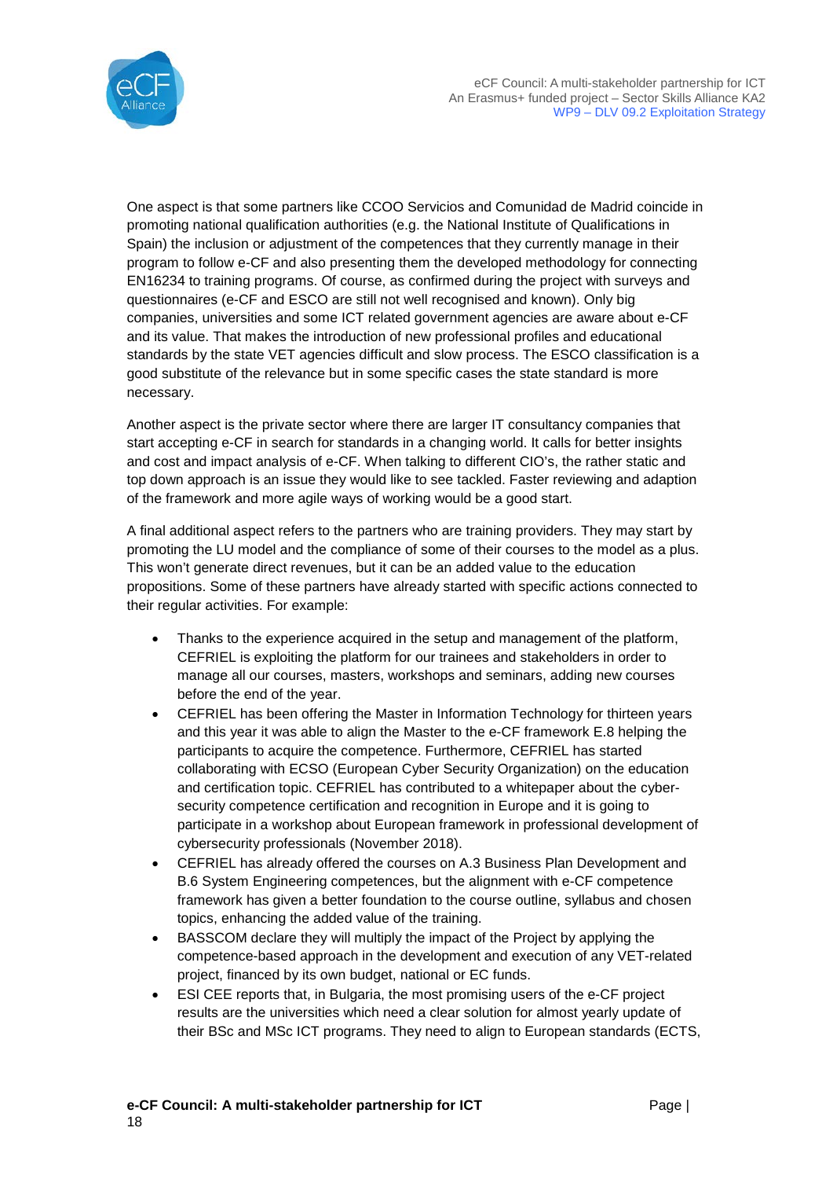One aspect is that some partners like CCOO Servicios and Comunidad de Madrid coincide in promoting national qualification authorities (e.g. the National Institute of Qualifications in Spain) the inclusion or adjustment of the competences that they currently manage in their program to follow e-CF and also presenting them the developed methodology for connecting EN16234 to training programs. Of course, as confirmed during the project with surveys and questionnaires (e-CF and ESCO are still not well recognised and known). Only big companies, universities and some ICT related government agencies are aware about e-CF and its value. That makes the introduction of new professional profiles and educational standards by the state VET agencies difficult and slow process. The ESCO classification is a good substitute of the relevance but in some specific cases the state standard is more necessary.

Another aspect is the private sector where there are larger IT consultancy companies that start accepting e-CF in search for standards in a changing world. It calls for better insights and cost and impact analysis of e-CF. When talking to different CIO's, the rather static and top down approach is an issue they would like to see tackled. Faster reviewing and adaption of the framework and more agile ways of working would be a good start.

A final additional aspect refers to the partners who are training providers. They may start by promoting the LU model and the compliance of some of their courses to the model as a plus. This won't generate direct revenues, but it can be an added value to the education propositions. Some of these partners have already started with specific actions connected to their regular activities. For example:

- Thanks to the experience acquired in the setup and management of the platform, CEFRIEL is exploiting the platform for our trainees and stakeholders in order to manage all our courses, masters, workshops and seminars, adding new courses before the end of the year.
- CEFRIEL has been offering the Master in Information Technology for thirteen years and this year it was able to align the Master to the e-CF framework E.8 helping the participants to acquire the competence. Furthermore, CEFRIEL has started collaborating with ECSO (European Cyber Security Organization) on the education and certification topic. CEFRIEL has contributed to a whitepaper about the cyber-security competence certification and recognition in Europe and it is going to participate in a workshop about European framework in professional development of cybersecurity professionals (November 2018).
- CEFRIEL has already offered the courses on A.3 Business Plan Development and B.6 System Engineering competences, but the alignment with e-CF competence framework has given a better foundation to the course outline, syllabus and chosen topics, enhancing the added value of the training.
- BASSCOM declare they will multiply the impact of the Project by applying the competence-based approach in the development and execution of any VET-related project, financed by its own budget, national or EC funds.
- ESI CEE reports that, in Bulgaria, the most promising users of the e-CF project results are the universities which need a clear solution for almost yearly update of their BSc and MSc ICT programs. They need to align to European standards (ECTS,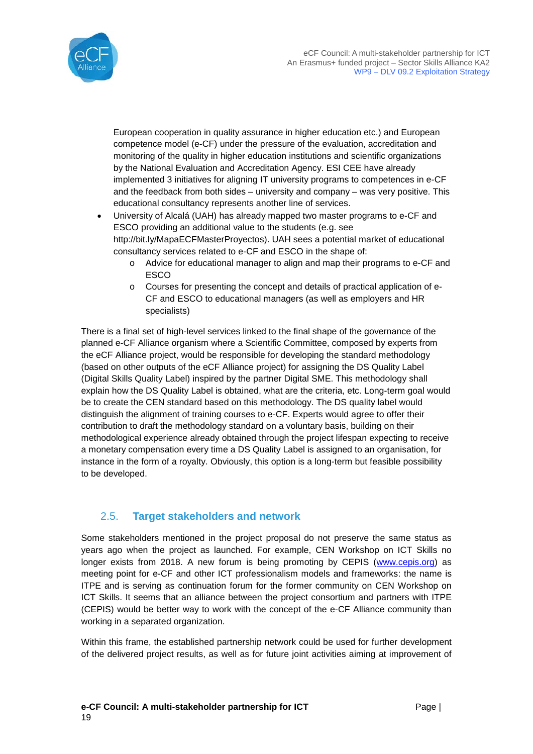European cooperation in quality assurance in higher education etc.) and European competence model (e-CF) under the pressure of the evaluation, accreditation and monitoring of the quality in higher education institutions and scientific organizations by the National Evaluation and Accreditation Agency. ESI CEE have already implemented 3 initiatives for aligning IT university programs to competences in e-CF and the feedback from both sides – university and company – was very positive. This educational consultancy represents another line of services.

- University of Alcalá (UAH) has already mapped two master programs to e-CF and ESCO providing an additional value to the students (e.g. see http://bit.ly/MapaECFMasterProyectos). UAH sees a potential market of educational consultancy services related to e-CF and ESCO in the shape of:
    - Advice for educational manager to align and map their programs to e-CF and ESCO
    - Courses for presenting the concept and details of practical application of e-CF and ESCO to educational managers (as well as employers and HR specialists)

There is a final set of high-level services linked to the final shape of the governance of the planned e-CF Alliance organism where a Scientific Committee, composed by experts from the eCF Alliance project, would be responsible for developing the standard methodology (based on other outputs of the eCF Alliance project) for assigning the DS Quality Label (Digital Skills Quality Label) inspired by the partner Digital SME. This methodology shall explain how the DS Quality Label is obtained, what are the criteria, etc. Long-term goal would be to create the CEN standard based on this methodology. The DS quality label would distinguish the alignment of training courses to e-CF. Experts would agree to offer their contribution to draft the methodology standard on a voluntary basis, building on their methodological experience already obtained through the project lifespan expecting to receive a monetary compensation every time a DS Quality Label is assigned to an organisation, for instance in the form of a royalty. Obviously, this option is a long-term but feasible possibility to be developed.

## 2.5. Target stakeholders and network

Some stakeholders mentioned in the project proposal do not preserve the same status as years ago when the project as launched. For example, CEN Workshop on ICT Skills no longer exists from 2018. A new forum is being promoting by CEPIS ([www.cepis.org](http://www.cepis.org)) as meeting point for e-CF and other ICT professionalism models and frameworks: the name is ITPE and is serving as continuation forum for the former community on CEN Workshop on ICT Skills. It seems that an alliance between the project consortium and partners with ITPE (CEPIS) would be better way to work with the concept of the e-CF Alliance community than working in a separated organization.

Within this frame, the established partnership network could be used for further development of the delivered project results, as well as for future joint activities aiming at improvement of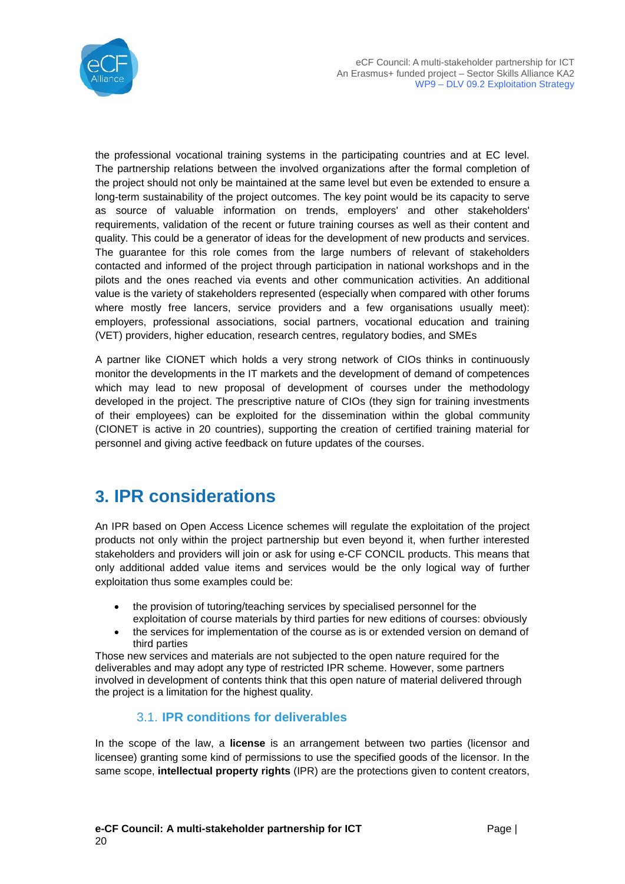the professional vocational training systems in the participating countries and at EC level. The partnership relations between the involved organizations after the formal completion of the project should not only be maintained at the same level but even be extended to ensure a long-term sustainability of the project outcomes. The key point would be its capacity to serve as source of valuable information on trends, employers' and other stakeholders' requirements, validation of the recent or future training courses as well as their content and quality. This could be a generator of ideas for the development of new products and services. The guarantee for this role comes from the large numbers of relevant of stakeholders contacted and informed of the project through participation in national workshops and in the pilots and the ones reached via events and other communication activities. An additional value is the variety of stakeholders represented (especially when compared with other forums where mostly free lancers, service providers and a few organisations usually meet): employers, professional associations, social partners, vocational education and training (VET) providers, higher education, research centres, regulatory bodies, and SMEs

A partner like CIONET which holds a very strong network of CIOs thinks in continuously monitor the developments in the IT markets and the development of demand of competences which may lead to new proposal of development of courses under the methodology developed in the project. The prescriptive nature of CIOs (they sign for training investments of their employees) can be exploited for the dissemination within the global community (CIONET is active in 20 countries), supporting the creation of certified training material for personnel and giving active feedback on future updates of the courses.

# 3. IPR considerations

An IPR based on Open Access Licence schemes will regulate the exploitation of the project products not only within the project partnership but even beyond it, when further interested stakeholders and providers will join or ask for using e-CF CONCIL products. This means that only additional added value items and services would be the only logical way of further exploitation thus some examples could be:

- the provision of tutoring/teaching services by specialised personnel for the exploitation of course materials by third parties for new editions of courses: obviously
- the services for implementation of the course as is or extended version on demand of third parties

Those new services and materials are not subjected to the open nature required for the deliverables and may adopt any type of restricted IPR scheme. However, some partners involved in development of contents think that this open nature of material delivered through the project is a limitation for the highest quality.

## 3.1. IPR conditions for deliverables

In the scope of the law, a **license** is an arrangement between two parties (licensor and licensee) granting some kind of permissions to use the specified goods of the licensor. In the same scope, **intellectual property rights** (IPR) are the protections given to content creators,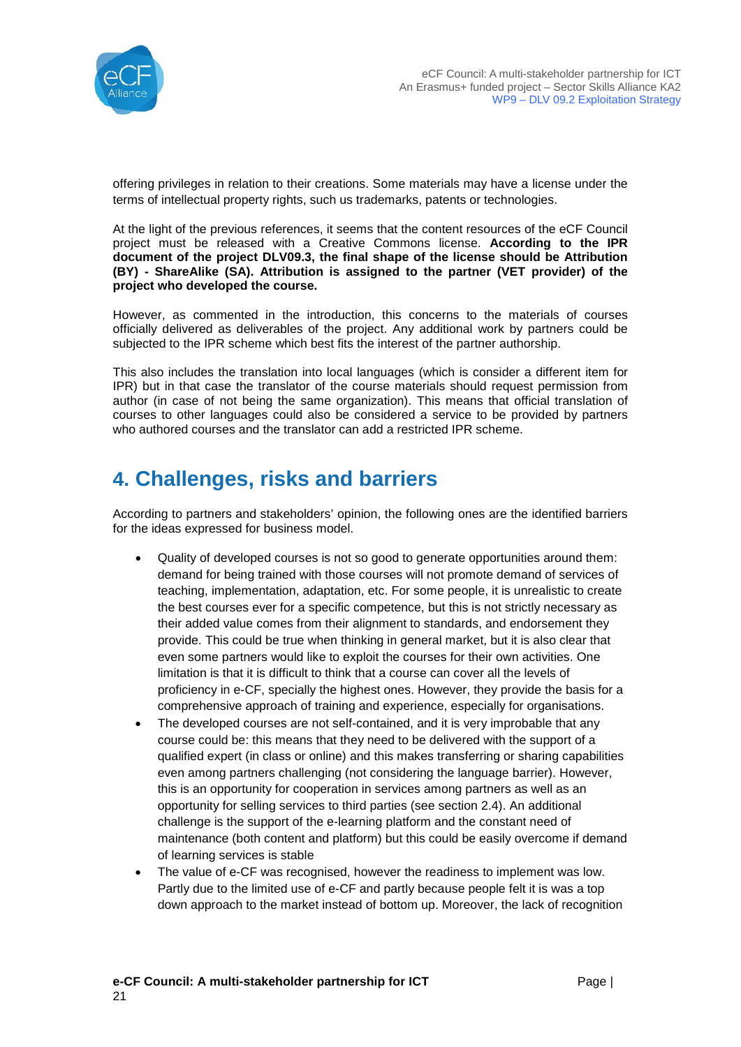offering privileges in relation to their creations. Some materials may have a license under the terms of intellectual property rights, such us trademarks, patents or technologies.

At the light of the previous references, it seems that the content resources of the eCF Council project must be released with a Creative Commons license. **According to the IPR document of the project DLV09.3, the final shape of the license should be Attribution (BY) - ShareAlike (SA). Attribution is assigned to the partner (VET provider) of the project who developed the course.**

However, as commented in the introduction, this concerns to the materials of courses officially delivered as deliverables of the project. Any additional work by partners could be subjected to the IPR scheme which best fits the interest of the partner authorship.

This also includes the translation into local languages (which is consider a different item for IPR) but in that case the translator of the course materials should request permission from author (in case of not being the same organization). This means that official translation of courses to other languages could also be considered a service to be provided by partners who authored courses and the translator can add a restricted IPR scheme.

# 4. Challenges, risks and barriers

According to partners and stakeholders' opinion, the following ones are the identified barriers for the ideas expressed for business model.

- Quality of developed courses is not so good to generate opportunities around them: demand for being trained with those courses will not promote demand of services of teaching, implementation, adaptation, etc. For some people, it is unrealistic to create the best courses ever for a specific competence, but this is not strictly necessary as their added value comes from their alignment to standards, and endorsement they provide. This could be true when thinking in general market, but it is also clear that even some partners would like to exploit the courses for their own activities. One limitation is that it is difficult to think that a course can cover all the levels of proficiency in e-CF, specially the highest ones. However, they provide the basis for a comprehensive approach of training and experience, especially for organisations.
- The developed courses are not self-contained, and it is very improbable that any course could be: this means that they need to be delivered with the support of a qualified expert (in class or online) and this makes transferring or sharing capabilities even among partners challenging (not considering the language barrier). However, this is an opportunity for cooperation in services among partners as well as an opportunity for selling services to third parties (see section 2.4). An additional challenge is the support of the e-learning platform and the constant need of maintenance (both content and platform) but this could be easily overcome if demand of learning services is stable
- The value of e-CF was recognised, however the readiness to implement was low. Partly due to the limited use of e-CF and partly because people felt it is was a top down approach to the market instead of bottom up. Moreover, the lack of recognition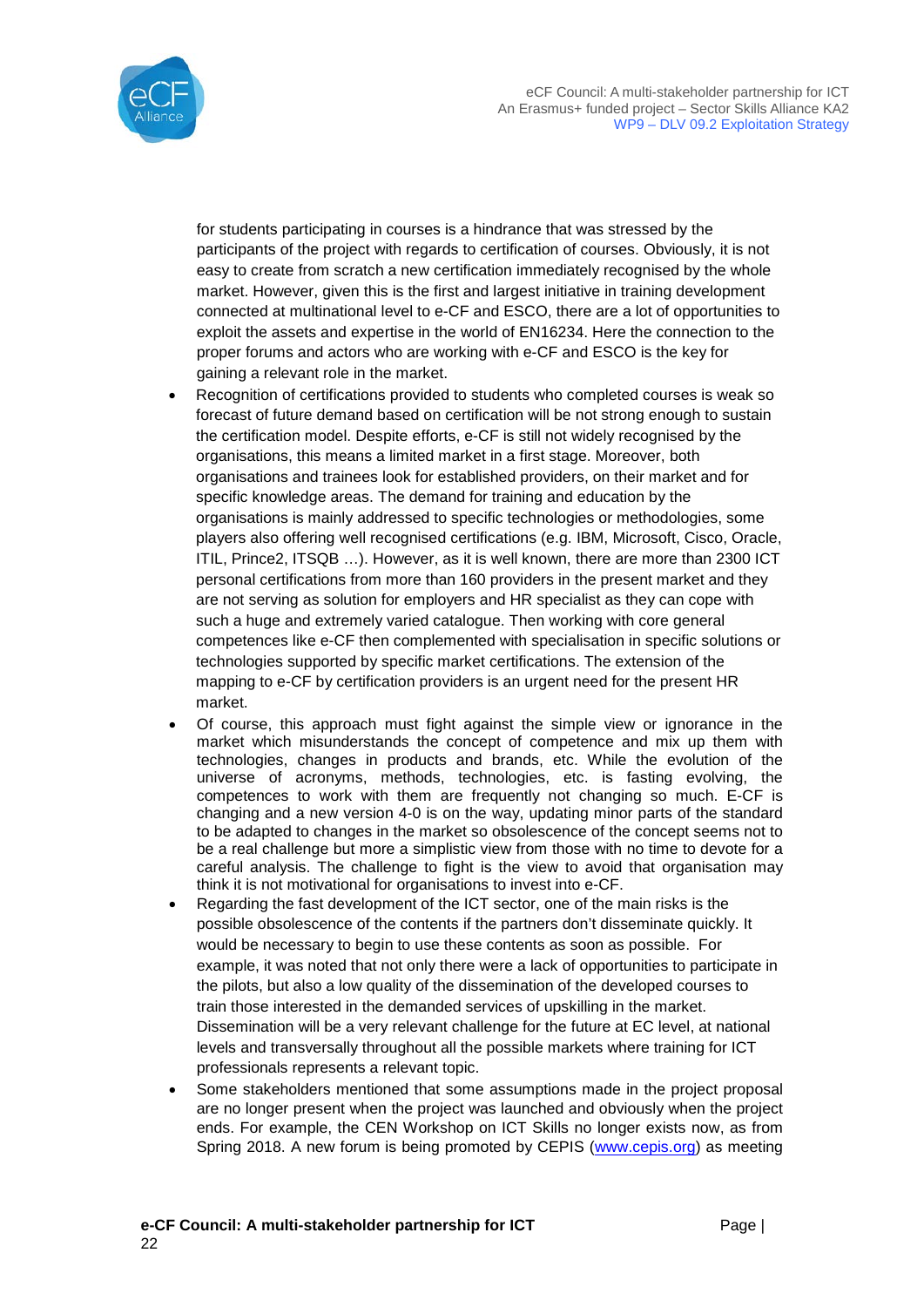for students participating in courses is a hindrance that was stressed by the participants of the project with regards to certification of courses. Obviously, it is not easy to create from scratch a new certification immediately recognised by the whole market. However, given this is the first and largest initiative in training development connected at multinational level to e-CF and ESCO, there are a lot of opportunities to exploit the assets and expertise in the world of EN16234. Here the connection to the proper forums and actors who are working with e-CF and ESCO is the key for gaining a relevant role in the market.

- Recognition of certifications provided to students who completed courses is weak so forecast of future demand based on certification will be not strong enough to sustain the certification model. Despite efforts, e-CF is still not widely recognised by the organisations, this means a limited market in a first stage. Moreover, both organisations and trainees look for established providers, on their market and for specific knowledge areas. The demand for training and education by the organisations is mainly addressed to specific technologies or methodologies, some players also offering well recognised certifications (e.g. IBM, Microsoft, Cisco, Oracle, ITIL, Prince2, ITSQB …). However, as it is well known, there are more than 2300 ICT personal certifications from more than 160 providers in the present market and they are not serving as solution for employers and HR specialist as they can cope with such a huge and extremely varied catalogue. Then working with core general competences like e-CF then complemented with specialisation in specific solutions or technologies supported by specific market certifications. The extension of the mapping to e-CF by certification providers is an urgent need for the present HR market.
- Of course, this approach must fight against the simple view or ignorance in the market which misunderstands the concept of competence and mix up them with technologies, changes in products and brands, etc. While the evolution of the universe of acronyms, methods, technologies, etc. is fasting evolving, the competences to work with them are frequently not changing so much. E-CF is changing and a new version 4-0 is on the way, updating minor parts of the standard to be adapted to changes in the market so obsolescence of the concept seems not to be a real challenge but more a simplistic view from those with no time to devote for a careful analysis. The challenge to fight is the view to avoid that organisation may think it is not motivational for organisations to invest into e-CF.
- Regarding the fast development of the ICT sector, one of the main risks is the possible obsolescence of the contents if the partners don't disseminate quickly. It would be necessary to begin to use these contents as soon as possible. For example, it was noted that not only there were a lack of opportunities to participate in the pilots, but also a low quality of the dissemination of the developed courses to train those interested in the demanded services of upskilling in the market. Dissemination will be a very relevant challenge for the future at EC level, at national levels and transversally throughout all the possible markets where training for ICT professionals represents a relevant topic.
- Some stakeholders mentioned that some assumptions made in the project proposal are no longer present when the project was launched and obviously when the project ends. For example, the CEN Workshop on ICT Skills no longer exists now, as from Spring 2018. A new forum is being promoted by CEPIS (www.cepis.org) as meeting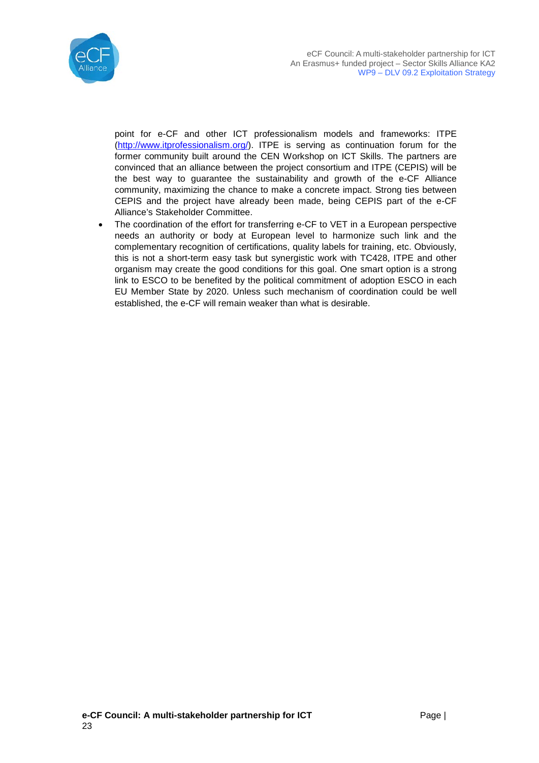point for e-CF and other ICT professionalism models and frameworks: ITPE (http://www.itprofessionalism.org/). ITPE is serving as continuation forum for the former community built around the CEN Workshop on ICT Skills. The partners are convinced that an alliance between the project consortium and ITPE (CEPIS) will be the best way to guarantee the sustainability and growth of the e-CF Alliance community, maximizing the chance to make a concrete impact. Strong ties between CEPIS and the project have already been made, being CEPIS part of the e-CF Alliance's Stakeholder Committee.

- The coordination of the effort for transferring e-CF to VET in a European perspective needs an authority or body at European level to harmonize such link and the complementary recognition of certifications, quality labels for training, etc. Obviously, this is not a short-term easy task but synergistic work with TC428, ITPE and other organism may create the good conditions for this goal. One smart option is a strong link to ESCO to be benefited by the political commitment of adoption ESCO in each EU Member State by 2020. Unless such mechanism of coordination could be well established, the e-CF will remain weaker than what is desirable.